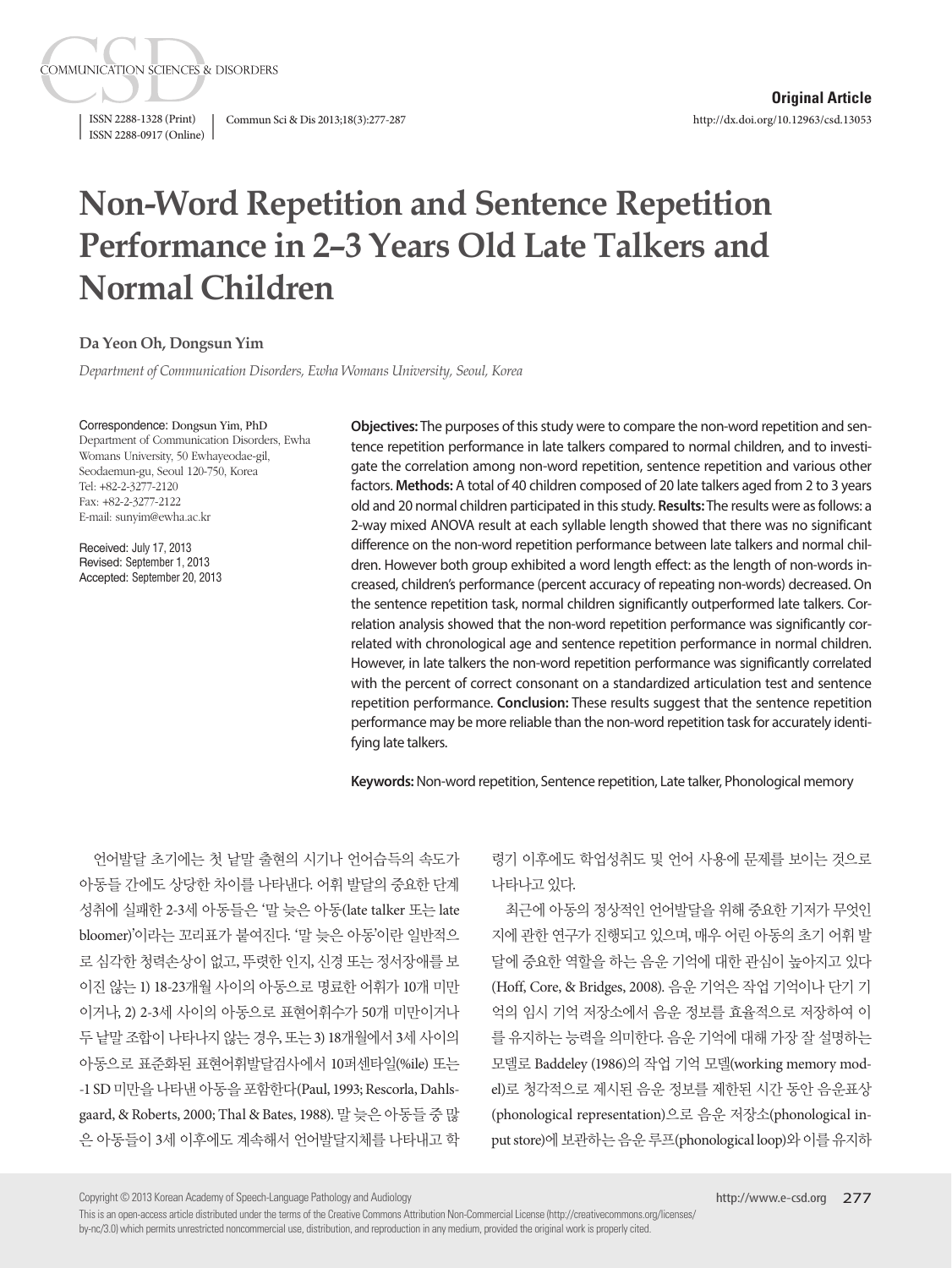Original Article

# Non-Word Repetition and Sentence Repetition Performance in 2–3 Years Old Late Talkers and Normal Children

**Da Yeon Oh, Dongsun Yim**

*Department of Communication Disorders, Ewha Womans University, Seoul, Korea*

Correspondence: Dongsun Yim, PhD
Department of Communication Disorders, Ewha Womans University, 50 Ewhayeodae-gil, Seodaemun-gu, Seoul 120-750, Korea
Tel: +82-2-3277-2120
Fax: +82-2-3277-2122
E-mail: sunyim@ewha.ac.kr

Received: July 17, 2013
Revised: September 1, 2013
Accepted: September 20, 2013

**Objectives:** The purposes of this study were to compare the non-word repetition and sentence repetition performance in late talkers compared to normal children, and to investigate the correlation among non-word repetition, sentence repetition and various other factors. **Methods:** A total of 40 children composed of 20 late talkers aged from 2 to 3 years old and 20 normal children participated in this study. **Results:** The results were as follows: a 2-way mixed ANOVA result at each syllable length showed that there was no significant difference on the non-word repetition performance between late talkers and normal children. However both group exhibited a word length effect: as the length of non-words increased, children's performance (percent accuracy of repeating non-words) decreased. On the sentence repetition task, normal children significantly outperformed late talkers. Correlation analysis showed that the non-word repetition performance was significantly correlated with chronological age and sentence repetition performance in normal children. However, in late talkers the non-word repetition performance was significantly correlated with the percent of correct consonant on a standardized articulation test and sentence repetition performance. **Conclusion:** These results suggest that the sentence repetition performance may be more reliable than the non-word repetition task for accurately identifying late talkers.

**Keywords:** Non-word repetition, Sentence repetition, Late talker, Phonological memory

언어발달 초기에는 첫 낱말 출현의 시기나 언어습득의 속도가 아동들 간에도 상당한 차이를 나타낸다. 어휘 발달의 중요한 단계 성취에 실패한 2-3세 아동들은 '말 늦은 아동(late talker 또는 late bloomer)'이라는 꼬리표가 붙여진다. '말 늦은 아동'이란 일반적으로 심각한 청력손상이 없고, 뚜렷한 인지, 신경 또는 정서장애를 보이지 않는 1) 18-23개월 사이의 아동으로 명료한 어휘가 10개 미만이거나, 2) 2-3세 사이의 아동으로 표현어휘수가 50개 미만이거나 두 낱말 조합이 나타나지 않는 경우, 또는 3) 18개월에서 3세 사이의 아동으로 표준화된 표현어휘발달검사에서 10퍼센타일(%ile) 또는 -1 SD 미만을 나타낸 아동을 포함한다(Paul, 1993; Rescorla, Dahlsgaard, & Roberts, 2000; Thal & Bates, 1988). 말 늦은 아동들 중 많은 아동들이 3세 이후에도 계속해서 언어발달지체를 나타내고 학령기 이후에도 학업성취도 및 언어 사용에 문제를 보이는 것으로 나타나고 있다.

최근에 아동의 정상적인 언어발달을 위해 중요한 기저가 무엇인지에 관한 연구가 진행되고 있으며, 매우 어린 아동의 초기 어휘 발달에 중요한 역할을 하는 음운 기억에 대한 관심이 높아지고 있다(Hoff, Core, & Bridges, 2008). 음운 기억은 작업 기억이나 단기 기억의 임시 기억 저장소에서 음운 정보를 효율적으로 저장하여 이를 유지하는 능력을 의미한다. 음운 기억에 대해 가장 잘 설명하는 모델로 Baddeley (1986)의 작업 기억 모델(working memory model)로 청각적으로 제시된 음운 정보를 제한된 시간 동안 음운표상(phonological representation)으로 음운 저장소(phonological input store)에 보관하는 음운 루프(phonological loop)와 이를 유지하

Copyright © 2013 Korean Academy of Speech-Language Pathology and Audiology
This is an open-access article distributed under the terms of the Creative Commons Attribution Non-Commercial License (http://creativecommons.org/licenses/by-nc/3.0) which permits unrestricted noncommercial use, distribution, and reproduction in any medium, provided the original work is properly cited.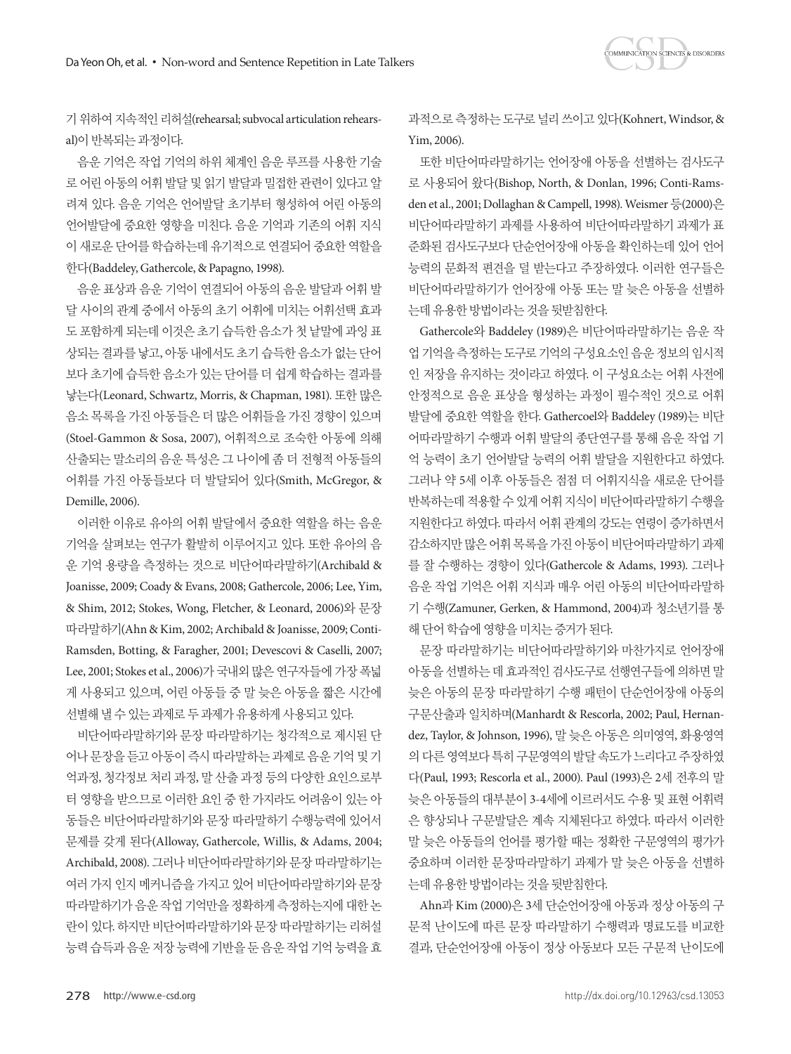기 위하여 지속적인 리허설(rehearsal; subvocal articulation rehearsal)이 반복되는 과정이다.

음운 기억은 작업 기억의 하위 체계인 음운 루프를 사용한 기술로 어린 아동의 어휘 발달 및 읽기 발달과 밀접한 관련이 있다고 알려져 있다. 음운 기억은 언어발달 초기부터 형성하여 어린 아동의 언어발달에 중요한 영향을 미친다. 음운 기억과 기존의 어휘 지식이 새로운 단어를 학습하는데 유기적으로 연결되어 중요한 역할을 한다(Baddeley, Gathercole, & Papagno, 1998).

음운 표상과 음운 기억이 연결되어 아동의 음운 발달과 어휘 발달 사이의 관계 중에서 아동의 초기 어휘에 미치는 어휘선택 효과도 포함하게 되는데 이것은 초기 습득한 음소가 첫 낱말에 과잉 표상되는 결과를 낳고, 아동 내에서도 초기 습득한 음소가 없는 단어보다 초기에 습득한 음소가 있는 단어를 더 쉽게 학습하는 결과를 낳는다(Leonard, Schwartz, Morris, & Chapman, 1981). 또한 많은 음소 목록을 가진 아동들은 더 많은 어휘들을 가진 경향이 있으며(Stoel-Gammon & Sosa, 2007), 어휘적으로 조숙한 아동에 의해 산출되는 말소리의 음운 특성은 그 나이에 좀 더 전형적 아동들의 어휘를 가진 아동들보다 더 발달되어 있다(Smith, McGregor, & Demille, 2006).

이러한 이유로 유아의 어휘 발달에서 중요한 역할을 하는 음운 기억을 살펴보는 연구가 활발히 이루어지고 있다. 또한 유아의 음운 기억 용량을 측정하는 것으로 비단어따라말하기(Archibald & Joanisse, 2009; Coady & Evans, 2008; Gathercole, 2006; Lee, Yim, & Shim, 2012; Stokes, Wong, Fletcher, & Leonard, 2006)와 문장 따라말하기(Ahn & Kim, 2002; Archibald & Joanisse, 2009; Conti-Ramsden, Botting, & Faragher, 2001; Devescovi & Caselli, 2007; Lee, 2001; Stokes et al., 2006)가 국내외 많은 연구자들에 가장 폭넓게 사용되고 있으며, 어린 아동들 중 말 늦은 아동을 짧은 시간에 선별해 낼 수 있는 과제로 두 과제가 유용하게 사용되고 있다.

비단어따라말하기와 문장 따라말하기는 청각적으로 제시된 단어나 문장을 듣고 아동이 즉시 따라말하는 과제로 음운 기억 및 기억과정, 청각정보 처리 과정, 말 산출 과정 등의 다양한 요인으로부터 영향을 받으므로 이러한 요인 중 한 가지라도 어려움이 있는 아동들은 비단어따라말하기와 문장 따라말하기 수행능력에 있어서 문제를 갖게 된다(Alloway, Gathercole, Willis, & Adams, 2004; Archibald, 2008). 그러나 비단어따라말하기와 문장 따라말하기는 여러 가지 인지 메커니즘을 가지고 있어 비단어따라말하기와 문장 따라말하기가 음운 작업 기억만을 정확하게 측정하는지에 대한 논란이 있다. 하지만 비단어따라말하기와 문장 따라말하기는 리허설 능력 습득과 음운 저장 능력에 기반을 둔 음운 작업 기억 능력을 효과적으로 측정하는 도구로 널리 쓰이고 있다(Kohnert, Windsor, & Yim, 2006).

또한 비단어따라말하기는 언어장애 아동을 선별하는 검사도구로 사용되어 왔다(Bishop, North, & Donlan, 1996; Conti-Ramsden et al., 2001; Dollaghan & Campell, 1998). Weismer 등(2000)은 비단어따라말하기 과제를 사용하여 비단어따라말하기 과제가 표준화된 검사도구보다 단순언어장애 아동을 확인하는데 있어 언어능력의 문화적 편견을 덜 받는다고 주장하였다. 이러한 연구들은 비단어따라말하기가 언어장애 아동 또는 말 늦은 아동을 선별하는데 유용한 방법이라는 것을 뒷받침한다.

Gathercole와 Baddeley (1989)은 비단어따라말하기는 음운 작업 기억을 측정하는 도구로 기억의 구성요소인 음운 정보의 임시적인 저장을 유지하는 것이라고 하였다. 이 구성요소는 어휘 사전에 안정적으로 음운 표상을 형성하는 과정이 필수적인 것으로 어휘 발달에 중요한 역할을 한다. Gathercoel와 Baddeley (1989)는 비단어따라말하기 수행과 어휘 발달의 종단연구를 통해 음운 작업 기억 능력이 초기 언어발달 능력의 어휘 발달을 지원한다고 하였다. 그러나 약 5세 이후 아동들은 점점 더 어휘지식을 새로운 단어를 반복하는데 적용할 수 있게 어휘 지식이 비단어따라말하기 수행을 지원한다고 하였다. 따라서 어휘 관계의 강도는 연령이 증가하면서 감소하지만 많은 어휘 목록을 가진 아동이 비단어따라말하기 과제를 잘 수행하는 경향이 있다(Gathercole & Adams, 1993). 그러나 음운 작업 기억은 어휘 지식과 매우 어린 아동의 비단어따라말하기 수행(Zamuner, Gerken, & Hammond, 2004)과 청소년기를 통해 단어 학습에 영향을 미치는 증거가 된다.

문장 따라말하기는 비단어따라말하기와 마찬가지로 언어장애 아동을 선별하는 데 효과적인 검사도구로 선행연구들에 의하면 말 늦은 아동의 문장 따라말하기 수행 패턴이 단순언어장애 아동의 구문산출과 일치하며(Manhardt & Rescorla, 2002; Paul, Hernandez, Taylor, & Johnson, 1996), 말 늦은 아동은 의미영역, 화용영역의 다른 영역보다 특히 구문영역의 발달 속도가 느리다고 주장하였다(Paul, 1993; Rescorla et al., 2000). Paul (1993)은 2세 전후의 말 늦은 아동들의 대부분이 3-4세에 이르러서도 수용 및 표현 어휘력은 향상되나 구문발달은 계속 지체된다고 하였다. 따라서 이러한 말 늦은 아동들의 언어를 평가할 때는 정확한 구문영역의 평가가 중요하며 이러한 문장따라말하기 과제가 말 늦은 아동을 선별하는데 유용한 방법이라는 것을 뒷받침한다.

Ahn과 Kim (2000)은 3세 단순언어장애 아동과 정상 아동의 구문적 난이도에 따른 문장 따라말하기 수행력과 명료도를 비교한 결과, 단순언어장애 아동이 정상 아동보다 모든 구문적 난이도에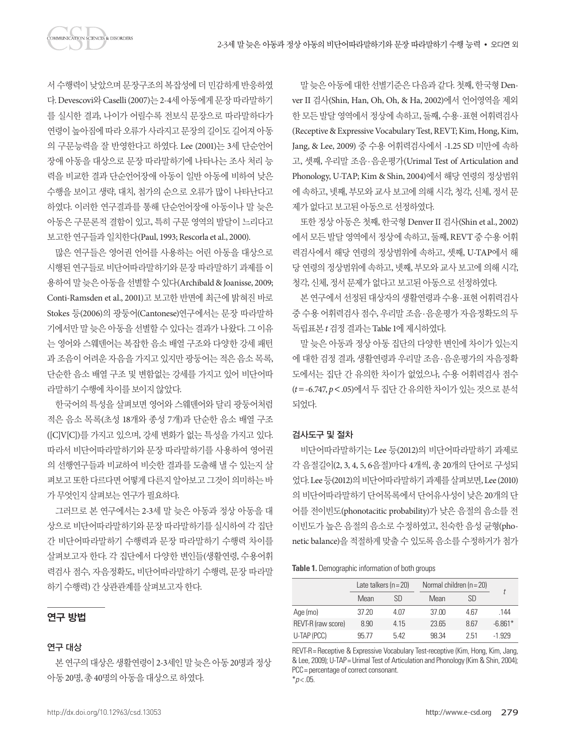서 수행력이 낮았으며 문장구조의 복잡성에 더 민감하게 반응하였다. Devescovi와 Caselli (2007)는 2-4세 아동에게 문장 따라말하기를 실시한 결과, 나이가 어릴수록 전보식 문장으로 따라말하다가 연령이 높아짐에 따라 오류가 사라지고 문장의 길이도 길어져 아동의 구문능력을 잘 반영한다고 하였다. Lee (2001)는 3세 단순언어장애 아동을 대상으로 문장 따라말하기에 나타나는 조사 처리 능력을 비교한 결과 단순언어장애 아동이 일반 아동에 비하여 낮은 수행을 보이고 생략, 대치, 첨가의 순으로 오류가 많이 나타난다고 하였다. 이러한 연구결과를 통해 단순언어장애 아동이나 말 늦은 아동은 구문론적 결함이 있고, 특히 구문 영역의 발달이 느리다고 보고한 연구들과 일치한다(Paul, 1993; Rescorla et al., 2000).

많은 연구들은 영어권 언어를 사용하는 어린 아동을 대상으로 시행된 연구들로 비단어따라말하기와 문장 따라말하기 과제를 이용하여 말 늦은 아동을 선별할 수 있다(Archibald & Joanisse, 2009; Conti-Ramsden et al., 2001)고 보고한 반면에 최근에 밝혀진 바로 Stokes 등(2006)의 광둥어(Cantonese)연구에서는 문장 따라말하기에서만 말 늦은 아동을 선별할 수 있다는 결과가 나왔다. 그 이유는 영어와 스웨덴어는 복잡한 음소 배열 구조와 다양한 강세 패턴과 조음이 어려운 자음을 가지고 있지만 광둥어는 적은 음소 목록, 단순한 음소 배열 구조 및 변함없는 강세를 가지고 있어 비단어따라말하기 수행에 차이를 보이지 않았다.

한국어의 특성을 살펴보면 영어와 스웨덴어와 달리 광둥어처럼 적은 음소 목록(초성 18개와 종성 7개)과 단순한 음소 배열 구조([C]V[C])를 가지고 있으며, 강세 변화가 없는 특성을 가지고 있다. 따라서 비단어따라말하기와 문장 따라말하기를 사용하여 영어권의 선행연구들과 비교하여 비슷한 결과를 도출해 낼 수 있는지 살펴보고 또한 다르다면 어떻게 다른지 알아보고 그것이 의미하는 바가 무엇인지 살펴보는 연구가 필요하다.

그러므로 본 연구에서는 2-3세 말 늦은 아동과 정상 아동을 대상으로 비단어따라말하기와 문장 따라말하기를 실시하여 각 집단 간 비단어따라말하기 수행력과 문장 따라말하기 수행력 차이를 살펴보고자 한다. 각 집단에서 다양한 변인들(생활연령, 수용어휘력검사 점수, 자음정확도, 비단어따라말하기 수행력, 문장 따라말하기 수행력) 간 상관관계를 살펴보고자 한다.

## 연구 방법

### 연구 대상

본 연구의 대상은 생활연령이 2-3세인 말 늦은 아동 20명과 정상 아동 20명, 총 40명의 아동을 대상으로 하였다.

말 늦은 아동에 대한 선별기준은 다음과 같다. 첫째, 한국형 Denver II 검사(Shin, Han, Oh, Oh, & Ha, 2002)에서 언어영역을 제외한 모든 발달 영역에서 정상에 속하고, 둘째, 수용·표현 어휘력검사 (Receptive & Expressive Vocabulary Test, REVT; Kim, Hong, Kim, Jang, & Lee, 2009) 중 수용 어휘력검사에서 -1.25 SD 미만에 속하고, 셋째, 우리말 조음·음운평가(Urimal Test of Articulation and Phonology, U-TAP; Kim & Shin, 2004)에서 해당 연령의 정상범위에 속하고, 넷째, 부모와 교사 보고에 의해 시각, 청각, 신체, 정서 문제가 없다고 보고된 아동으로 선정하였다.

또한 정상 아동은 첫째, 한국형 Denver II 검사(Shin et al., 2002)에서 모든 발달 영역에서 정상에 속하고, 둘째, REVT 중 수용 어휘력검사에서 해당 연령의 정상범위에 속하고, 셋째, U-TAP에서 해당 연령의 정상범위에 속하고, 넷째, 부모와 교사 보고에 의해 시각, 청각, 신체, 정서 문제가 없다고 보고된 아동으로 선정하였다.

본 연구에서 선정된 대상자의 생활연령과 수용·표현 어휘력검사 중 수용 어휘력검사 점수, 우리말 조음·음운평가 자음정확도의 두 독립표본 *t* 검정 결과는 Table 1에 제시하였다.

말 늦은 아동과 정상 아동 집단의 다양한 변인에 차이가 있는지에 대한 검정 결과, 생활연령과 우리말 조음·음운평가의 자음정확도에서는 집단 간 유의한 차이가 없었으나, 수용 어휘력검사 점수 ($t = -6.747$, $p < .05$)에서 두 집단 간 유의한 차이가 있는 것으로 분석되었다.

### 검사도구 및 절차

비단어따라말하기는 Lee 등(2012)의 비단어따라말하기 과제로 각 음절길이(2, 3, 4, 5, 6음절)마다 4개씩, 총 20개의 단어로 구성되었다. Lee 등(2012)의 비단어따라말하기 과제를 살펴보면, Lee (2010)의 비단어따라말하기 단어목록에서 단어유사성이 낮은 20개의 단어를 전이빈도(phonotacitic probability)가 낮은 음절의 음소를 전이빈도가 높은 음절의 음소로 수정하였고, 친숙한 음성 균형(phonetic balance)을 적절하게 맞출 수 있도록 음소를 수정하거나 첨가

**Table 1.** Demographic information of both groups

| | Late talkers (n = 20) | | Normal children (n = 20) | | *t* |
|---|---|---|---|---|---|
| | Mean | SD | Mean | SD | |
| Age (mo) | 37.20 | 4.07 | 37.00 | 4.67 | .144 |
| REVT-R (raw score) | 8.90 | 4.15 | 23.65 | 8.67 | -6.861* |
| U-TAP (PCC) | 95.77 | 5.42 | 98.34 | 2.51 | -1.929 |

REVT-R = Receptive & Expressive Vocabulary Test-receptive (Kim, Hong, Kim, Jang, & Lee, 2009); U-TAP = Urimal Test of Articulation and Phonology (Kim & Shin, 2004); PCC = percentage of correct consonant.
*$p < .05$.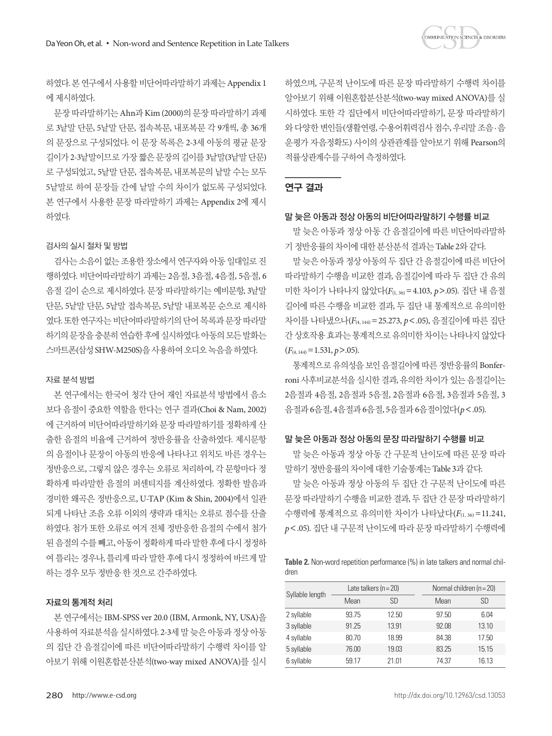하였다. 본 연구에서 사용할 비단어따라말하기 과제는 Appendix 1에 제시하였다.

문장 따라말하기는 Ahn과 Kim (2000)의 문장 따라말하기 과제로 3낱말 단문, 5낱말 단문, 접속복문, 내포복문 각 9개씩, 총 36개의 문장으로 구성되었다. 이 문장 목록은 2-3세 아동의 평균 문장 길이가 2-3낱말이므로 가장 짧은 문장의 길이를 3낱말(3낱말 단문)로 구성되었고, 5낱말 단문, 접속복문, 내포복문의 낱말 수는 모두 5낱말로 하여 문장들 간에 낱말 수의 차이가 없도록 구성되었다. 본 연구에서 사용한 문장 따라말하기 과제는 Appendix 2에 제시하였다.

### 검사의 실시 절차 및 방법

검사는 소음이 없는 조용한 장소에서 연구자와 아동 일대일로 진행하였다. 비단어따라말하기 과제는 2음절, 3음절, 4음절, 5음절, 6음절 길이 순으로 제시하였다. 문장 따라말하기는 예비문항, 3낱말 단문, 5낱말 단문, 5낱말 접속복문, 5낱말 내포복문 순으로 제시하였다. 또한 연구자는 비단어따라말하기의 단어 목록과 문장 따라말하기의 문장을 충분히 연습한 후에 실시하였다. 아동의 모든 발화는 스마트폰(삼성 SHW-M250S)을 사용하여 오디오 녹음을 하였다.

### 자료 분석 방법

본 연구에서는 한국어 청각 단어 재인 자료분석 방법에서 음소보다 음절이 중요한 역할을 한다는 연구 결과(Choi & Nam, 2002)에 근거하여 비단어따라말하기와 문장 따라말하기를 정확하게 산출한 음절의 비율에 근거하여 정반응률을 산출하였다. 제시문항의 음절이나 문장이 아동의 반응에 나타나고 위치도 바른 경우는 정반응으로, 그렇지 않은 경우는 오류로 처리하여, 각 문항마다 정확하게 따라말한 음절의 퍼센티지를 계산하였다. 정확한 발음과 경미한 왜곡은 정반응으로, U-TAP (Kim & Shin, 2004)에서 일관되게 나타난 조음 오류 이외의 생략과 대치는 오류로 점수를 산출하였다. 첨가 또한 오류로 여겨 전체 정반응한 음절의 수에서 첨가된 음절의 수를 빼고, 아동이 정확하게 따라 말한 후에 다시 정정하여 틀리는 경우나, 틀리게 따라 말한 후에 다시 정정하여 바르게 말하는 경우 모두 정반응 한 것으로 간주하였다.

### 자료의 통계적 처리

본 연구에서는 IBM-SPSS ver 20.0 (IBM, Armonk, NY, USA)을 사용하여 자료분석을 실시하였다. 2-3세 말 늦은 아동과 정상 아동의 집단 간 음절길이에 따른 비단어따라말하기 수행력 차이를 알아보기 위해 이원혼합분산분석(two-way mixed ANOVA)를 실시하였으며, 구문적 난이도에 따른 문장 따라말하기 수행력 차이를 알아보기 위해 이원혼합분산분석(two-way mixed ANOVA)를 실시하였다. 또한 각 집단에서 비단어따라말하기, 문장 따라말하기와 다양한 변인들(생활연령, 수용어휘력검사 점수, 우리말 조음·음운평가 자음정확도) 사이의 상관관계를 알아보기 위해 Pearson의 적률상관계수를 구하여 측정하였다.

## 연구 결과

### 말 늦은 아동과 정상 아동의 비단어따라말하기 수행률 비교

말 늦은 아동과 정상 아동 간 음절길이에 따른 비단어따라말하기 정반응률의 차이에 대한 분산분석 결과는 Table 2와 같다.

말 늦은 아동과 정상 아동의 두 집단 간 음절길이에 따른 비단어따라말하기 수행을 비교한 결과, 음절길이에 따라 두 집단 간 유의미한 차이가 나타나지 않았다($F_{(1, 36)} = 4.103$, $p > .05$). 집단 내 음절길이에 따른 수행을 비교한 결과, 두 집단 내 통계적으로 유의미한 차이를 나타냈으나($F_{(4, 144)} = 25.273$, $p < .05$), 음절길이에 따른 집단 간 상호작용 효과는 통계적으로 유의미한 차이는 나타나지 않았다 ($F_{(4, 144)} = 1.531$, $p > .05$).

통계적으로 유의성을 보인 음절길이에 따른 정반응률의 Bonferroni 사후비교분석을 실시한 결과, 유의한 차이가 있는 음절길이는 2음절과 4음절, 2음절과 5음절, 2음절과 6음절, 3음절과 5음절, 3음절과 6음절, 4음절과 6음절, 5음절과 6음절이었다($p < .05$).

### 말 늦은 아동과 정상 아동의 문장 따라말하기 수행률 비교

말 늦은 아동과 정상 아동 간 구문적 난이도에 따른 문장 따라말하기 정반응률의 차이에 대한 기술통계는 Table 3과 같다.

말 늦은 아동과 정상 아동의 두 집단 간 구문적 난이도에 따른 문장 따라말하기 수행을 비교한 결과, 두 집단 간 문장 따라말하기 수행력에 통계적으로 유의미한 차이가 나타났다($F_{(1, 36)} = 11.241$, $p < .05$). 집단 내 구문적 난이도에 따라 문장 따라말하기 수행력에

**Table 2.** Non-word repetition performance (%) in late talkers and normal children

| Syllable length | Late talkers (n=20) | | Normal children (n=20) | |
|---|---|---|---|---|
| | Mean | SD | Mean | SD |
| 2 syllable | 93.75 | 12.50 | 97.50 | 6.04 |
| 3 syllable | 91.25 | 13.91 | 92.08 | 13.10 |
| 4 syllable | 80.70 | 18.99 | 84.38 | 17.50 |
| 5 syllable | 76.00 | 19.03 | 83.25 | 15.15 |
| 6 syllable | 59.17 | 21.01 | 74.37 | 16.13 |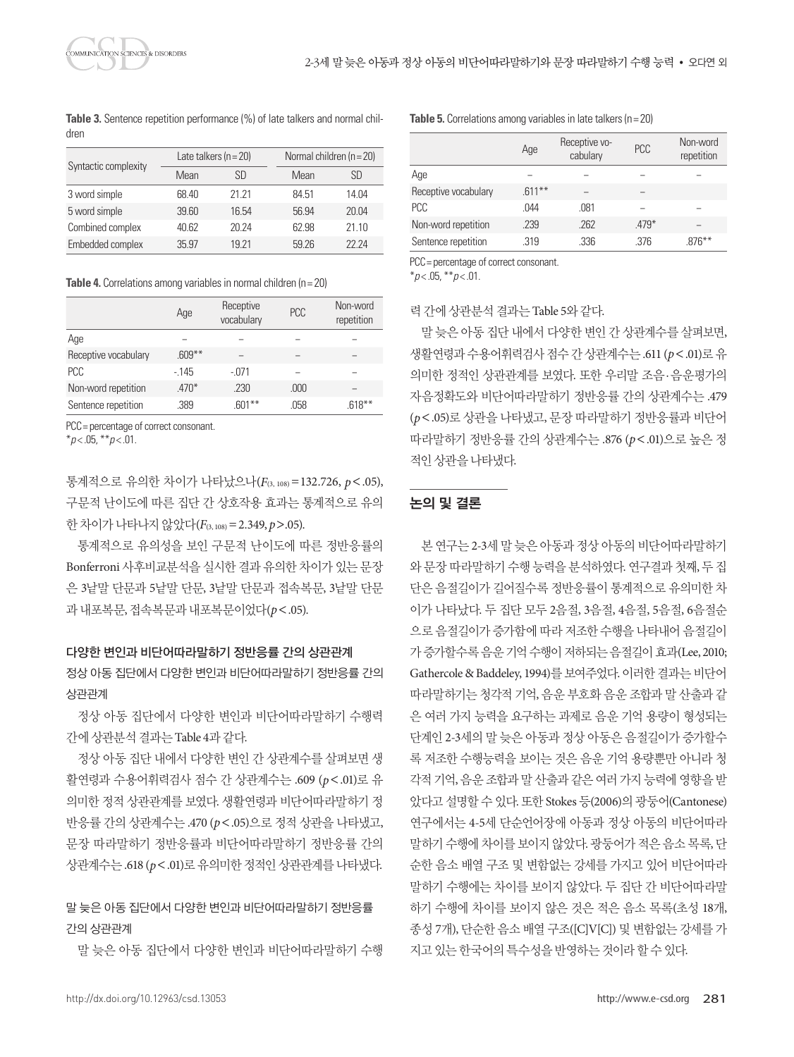**Table 3.** Sentence repetition performance (%) of late talkers and normal children

| Syntactic complexity | Late talkers (n=20) | | Normal children (n=20) | |
|---|---|---|---|---|
| | Mean | SD | Mean | SD |
| 3 word simple | 68.40 | 21.21 | 84.51 | 14.04 |
| 5 word simple | 39.60 | 16.54 | 56.94 | 20.04 |
| Combined complex | 40.62 | 20.24 | 62.98 | 21.10 |
| Embedded complex | 35.97 | 19.21 | 59.26 | 22.24 |

**Table 4.** Correlations among variables in normal children (n=20)

| | Age | Receptive vocabulary | PCC | Non-word repetition |
|---|---|---|---|---|
| Age | – | – | – | – |
| Receptive vocabulary | .609** | – | – | – |
| PCC | -.145 | -.071 | – | – |
| Non-word repetition | .470* | .230 | .000 | – |
| Sentence repetition | .389 | .601** | .058 | .618** |

PCC=percentage of correct consonant.
*p<.05, **p<.01.

통계적으로 유의한 차이가 나타났으나($F_{(3, 108)}$=132.726, $p$<.05), 구문적 난이도에 따른 집단 간 상호작용 효과는 통계적으로 유의한 차이가 나타나지 않았다($F_{(3, 108)}$=2.349, $p$>.05).

통계적으로 유의성을 보인 구문적 난이도에 따른 정반응률의 Bonferroni 사후비교분석을 실시한 결과 유의한 차이가 있는 문장은 3낱말 단문과 5낱말 단문, 3낱말 단문과 접속복문, 3낱말 단문과 내포복문, 접속복문과 내포복문이었다($p$<.05).

### 다양한 변인과 비단어따라말하기 정반응률 간의 상관관계

#### 정상 아동 집단에서 다양한 변인과 비단어따라말하기 정반응률 간의 상관관계

정상 아동 집단에서 다양한 변인과 비단어따라말하기 수행력 간에 상관분석 결과는 Table 4과 같다.

정상 아동 집단 내에서 다양한 변인 간 상관계수를 살펴보면 생활연령과 수용어휘력검사 점수 간 상관계수는 .609 ($p$<.01)로 유의미한 정적 상관관계를 보였다. 생활연령과 비단어따라말하기 정반응률 간의 상관계수는 .470 ($p$<.05)으로 정적 상관을 나타냈고, 문장 따라말하기 정반응률과 비단어따라말하기 정반응률 간의 상관계수는 .618 ($p$<.01)로 유의미한 정적인 상관관계를 나타냈다.

#### 말 늦은 아동 집단에서 다양한 변인과 비단어따라말하기 정반응률 간의 상관관계

말 늦은 아동 집단에서 다양한 변인과 비단어따라말하기 수행력 간에 상관분석 결과는 Table 5와 같다.

**Table 5.** Correlations among variables in late talkers (n=20)

| | Age | Receptive vocabulary | PCC | Non-word repetition |
|---|---|---|---|---|
| Age | – | – | – | – |
| Receptive vocabulary | .611** | – | – | |
| PCC | .044 | .081 | – | – |
| Non-word repetition | .239 | .262 | .479* | – |
| Sentence repetition | .319 | .336 | .376 | .876** |

PCC=percentage of correct consonant.
*p<.05, **p<.01.

말 늦은 아동 집단 내에서 다양한 변인 간 상관계수를 살펴보면, 생활연령과 수용어휘력검사 점수 간 상관계수는 .611 ($p$<.01)로 유의미한 정적인 상관관계를 보였다. 또한 우리말 조음·음운평가의 자음정확도와 비단어따라말하기 정반응률 간의 상관계수는 .479 ($p$<.05)로 상관을 나타냈고, 문장 따라말하기 정반응률과 비단어따라말하기 정반응률 간의 상관계수는 .876 ($p$<.01)으로 높은 정적인 상관을 나타냈다.

## 논의 및 결론

본 연구는 2-3세 말 늦은 아동과 정상 아동의 비단어따라말하기와 문장 따라말하기 수행 능력을 분석하였다. 연구결과 첫째, 두 집단은 음절길이가 길어질수록 정반응률이 통계적으로 유의미한 차이가 나타났다. 두 집단 모두 2음절, 3음절, 4음절, 5음절, 6음절순으로 음절길이가 증가함에 따라 저조한 수행을 나타내어 음절길이가 증가할수록 음운 기억 수행이 저하되는 음절길이 효과(Lee, 2010; Gathercole & Baddeley, 1994)를 보여주었다. 이러한 결과는 비단어따라말하기는 청각적 기억, 음운 부호화 음운 조합과 말 산출과 같은 여러 가지 능력을 요구하는 과제로 음운 기억 용량이 형성되는 단계인 2-3세의 말 늦은 아동과 정상 아동은 음절길이가 증가할수록 저조한 수행능력을 보이는 것은 음운 기억 용량뿐만 아니라 청각적 기억, 음운 조합과 말 산출과 같은 여러 가지 능력에 영향을 받았다고 설명할 수 있다. 또한 Stokes 등(2006)의 광동어(Cantonese) 연구에서는 4-5세 단순언어장애 아동과 정상 아동의 비단어따라말하기 수행에 차이를 보이지 않았다. 광동어가 적은 음소 목록, 단순한 음소 배열 구조 및 변함없는 강세를 가지고 있어 비단어따라말하기 수행에는 차이를 보이지 않았다. 두 집단 간 비단어따라말하기 수행에 차이를 보이지 않은 것은 적은 음소 목록(초성 18개, 종성 7개), 단순한 음소 배열 구조([C]V[C]) 및 변함없는 강세를 가지고 있는 한국어의 특수성을 반영하는 것이라 할 수 있다.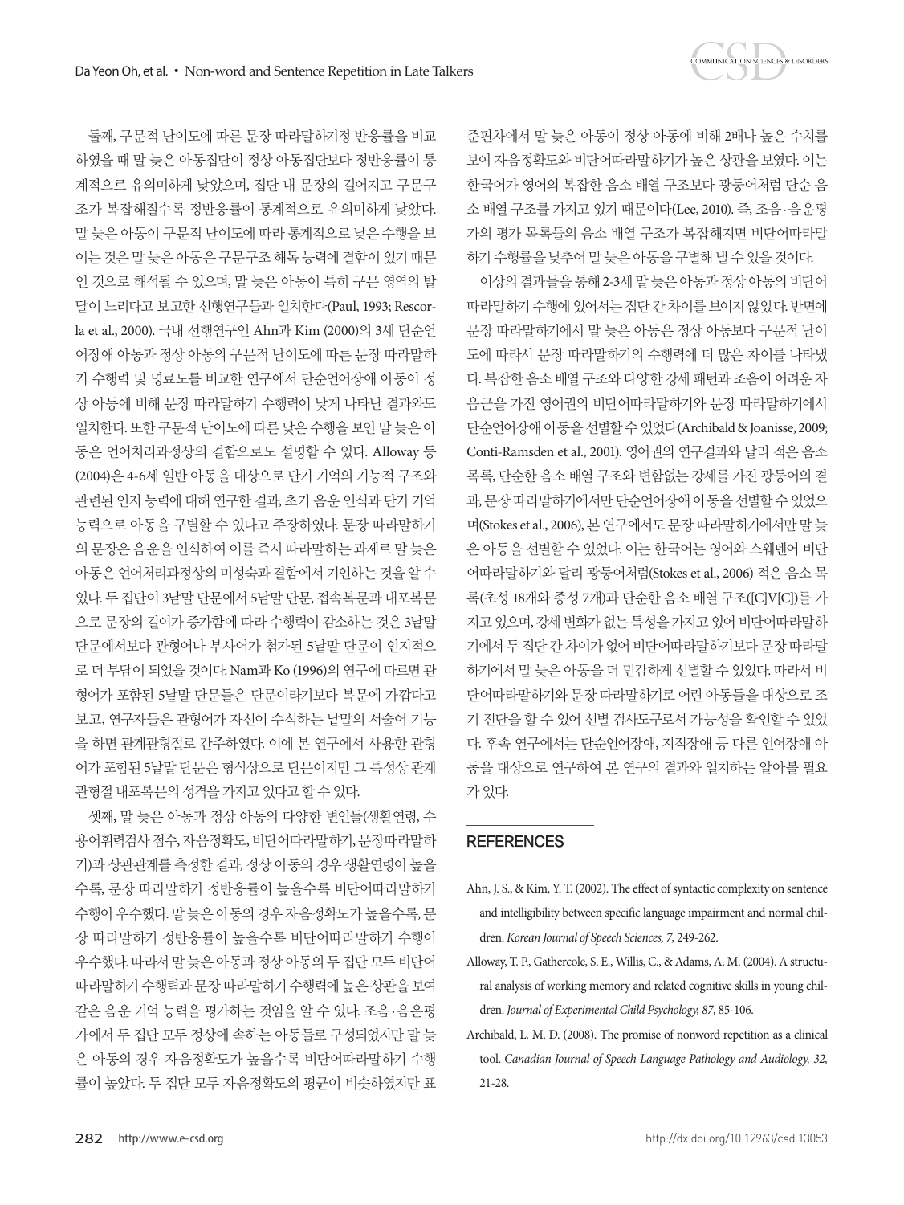둘째, 구문적 난이도에 따른 문장 따라말하기정 반응률을 비교하였을 때 말 늦은 아동집단이 정상 아동집단보다 정반응률이 통계적으로 유의미하게 낮았으며, 집단 내 문장의 길어지고 구문구조가 복잡해질수록 정반응률이 통계적으로 유의미하게 낮았다. 말 늦은 아동이 구문적 난이도에 따라 통계적으로 낮은 수행을 보이는 것은 말 늦은 아동은 구문구조 해독 능력에 결함이 있기 때문인 것으로 해석될 수 있으며, 말 늦은 아동이 특히 구문 영역의 발달이 느리다고 보고한 선행연구들과 일치한다(Paul, 1993; Rescorla et al., 2000). 국내 선행연구인 Ahn과 Kim (2000)의 3세 단순언어장애 아동과 정상 아동의 구문적 난이도에 따른 문장 따라말하기 수행력 및 명료도를 비교한 연구에서 단순언어장애 아동이 정상 아동에 비해 문장 따라말하기 수행력이 낮게 나타난 결과와도 일치한다. 또한 구문적 난이도에 따른 낮은 수행을 보인 말 늦은 아동은 언어처리과정상의 결함으로도 설명할 수 있다. Alloway 등 (2004)은 4-6세 일반 아동을 대상으로 단기 기억의 기능적 구조와 관련된 인지 능력에 대해 연구한 결과, 초기 음운 인식과 단기 기억 능력으로 아동을 구별할 수 있다고 주장하였다. 문장 따라말하기의 문장은 음운을 인식하여 이를 즉시 따라말하는 과제로 말 늦은 아동은 언어처리과정상의 미성숙과 결함에서 기인하는 것을 알 수 있다. 두 집단이 3낱말 단문에서 5낱말 단문, 접속복문과 내포복문으로 문장의 길이가 증가함에 따라 수행력이 감소하는 것은 3낱말 단문에서보다 관형어나 부사어가 첨가된 5낱말 단문이 인지적으로 더 부담이 되었을 것이다. Nam과 Ko (1996)의 연구에 따르면 관형어가 포함된 5낱말 단문들은 단문이라기보다 복문에 가깝다고 보고, 연구자들은 관형어가 자신이 수식하는 낱말의 서술어 기능을 하면 관계관형절로 간주하였다. 이에 본 연구에서 사용한 관형어가 포함된 5낱말 단문은 형식상으로 단문이지만 그 특성상 관계 관형절 내포복문의 성격을 가지고 있다고 할 수 있다.

셋째, 말 늦은 아동과 정상 아동의 다양한 변인들(생활연령, 수용어휘력검사 점수, 자음정확도, 비단어따라말하기, 문장따라말하기)과 상관관계를 측정한 결과, 정상 아동의 경우 생활연령이 높을수록, 문장 따라말하기 정반응률이 높을수록 비단어따라말하기 수행이 우수했다. 말 늦은 아동의 경우 자음정확도가 높을수록, 문장 따라말하기 정반응률이 높을수록 비단어따라말하기 수행이 우수했다. 따라서 말 늦은 아동과 정상 아동의 두 집단 모두 비단어따라말하기 수행력과 문장 따라말하기 수행력에 높은 상관을 보여 같은 음운 기억 능력을 평가하는 것임을 알 수 있다. 조음·음운평가에서 두 집단 모두 정상에 속하는 아동들로 구성되었지만 말 늦은 아동의 경우 자음정확도가 높을수록 비단어따라말하기 수행률이 높았다. 두 집단 모두 자음정확도의 평균이 비슷하였지만 표준편차에서 말 늦은 아동이 정상 아동에 비해 2배나 높은 수치를 보여 자음정확도와 비단어따라말하기가 높은 상관을 보였다. 이는 한국어가 영어의 복잡한 음소 배열 구조보다 광둥어처럼 단순 음소 배열 구조를 가지고 있기 때문이다(Lee, 2010). 즉, 조음·음운평가의 평가 목록들의 음소 배열 구조가 복잡해지면 비단어따라말하기 수행률을 낮추어 말 늦은 아동을 구별해 낼 수 있을 것이다.

이상의 결과들을 통해 2-3세 말 늦은 아동과 정상 아동의 비단어따라말하기 수행에 있어서는 집단 간 차이를 보이지 않았다. 반면에 문장 따라말하기에서 말 늦은 아동은 정상 아동보다 구문적 난이도에 따라서 문장 따라말하기의 수행력에 더 많은 차이를 나타냈다. 복잡한 음소 배열 구조와 다양한 강세 패턴과 조음이 어려운 자음군을 가진 영어권의 비단어따라말하기와 문장 따라말하기에서 단순언어장애 아동을 선별할 수 있었다(Archibald & Joanisse, 2009; Conti-Ramsden et al., 2001). 영어권의 연구결과와 달리 적은 음소 목록, 단순한 음소 배열 구조와 변함없는 강세를 가진 광둥어의 결과, 문장 따라말하기에서만 단순언어장애 아동을 선별할 수 있었으며(Stokes et al., 2006), 본 연구에서도 문장 따라말하기에서만 말 늦은 아동을 선별할 수 있었다. 이는 한국어는 영어와 스웨덴어 비단어따라말하기와 달리 광둥어처럼(Stokes et al., 2006) 적은 음소 목록(초성 18개와 종성 7개)과 단순한 음소 배열 구조([C]V[C])를 가지고 있으며, 강세 변화가 없는 특성을 가지고 있어 비단어따라말하기에서 두 집단 간 차이가 없어 비단어따라말하기보다 문장 따라말하기에서 말 늦은 아동을 더 민감하게 선별할 수 있었다. 따라서 비단어따라말하기와 문장 따라말하기로 어린 아동들을 대상으로 조기 진단을 할 수 있어 선별 검사도구로서 가능성을 확인할 수 있었다. 후속 연구에서는 단순언어장애, 지적장애 등 다른 언어장애 아동을 대상으로 연구하여 본 연구의 결과와 일치하는 알아볼 필요가 있다.

## REFERENCES

Ahn, J. S., & Kim, Y. T. (2002). The effect of syntactic complexity on sentence and intelligibility between specific language impairment and normal children. *Korean Journal of Speech Sciences, 7,* 249-262.

Alloway, T. P., Gathercole, S. E., Willis, C., & Adams, A. M. (2004). A structural analysis of working memory and related cognitive skills in young children. *Journal of Experimental Child Psychology, 87,* 85-106.

Archibald, L. M. D. (2008). The promise of nonword repetition as a clinical tool. *Canadian Journal of Speech Language Pathology and Audiology, 32,* 21-28.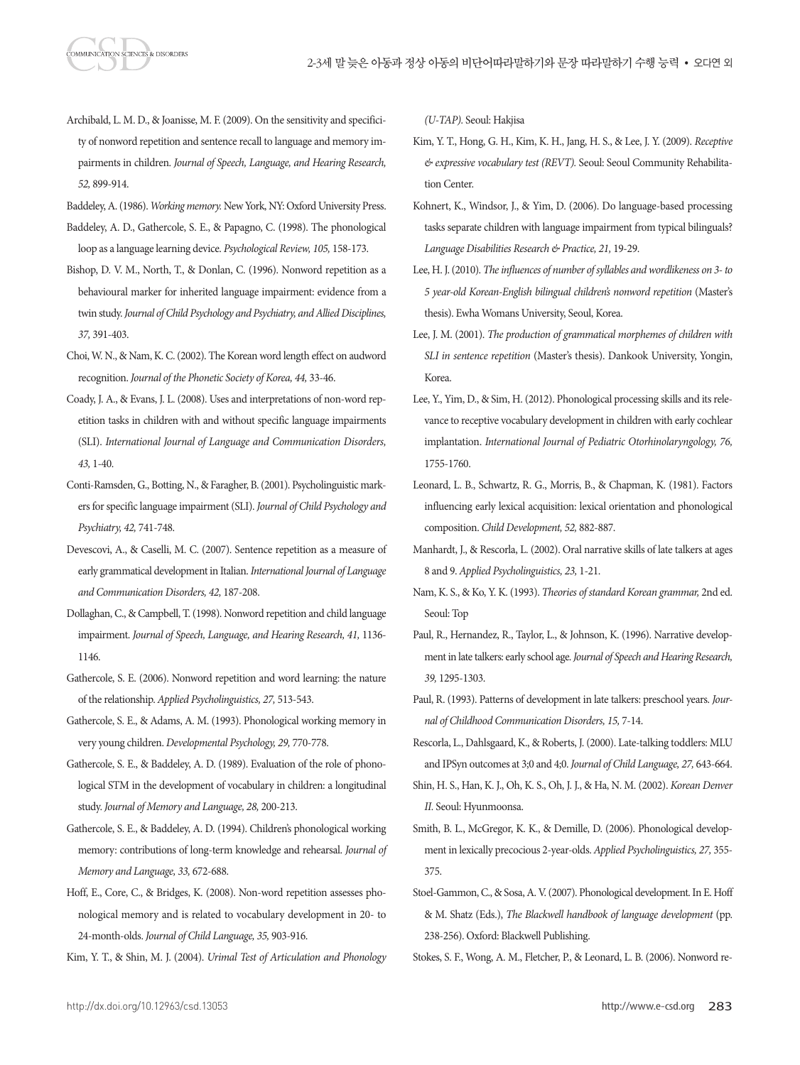Archibald, L. M. D., & Joanisse, M. F. (2009). On the sensitivity and specificity of nonword repetition and sentence recall to language and memory impairments in children. *Journal of Speech, Language, and Hearing Research, 52,* 899-914.

Baddeley, A. (1986). *Working memory.* New York, NY: Oxford University Press.

Baddeley, A. D., Gathercole, S. E., & Papagno, C. (1998). The phonological loop as a language learning device. *Psychological Review, 105,* 158-173.

Bishop, D. V. M., North, T., & Donlan, C. (1996). Nonword repetition as a behavioural marker for inherited language impairment: evidence from a twin study. *Journal of Child Psychology and Psychiatry, and Allied Disciplines, 37,* 391-403.

Choi, W. N., & Nam, K. C. (2002). The Korean word length effect on audword recognition. *Journal of the Phonetic Society of Korea, 44,* 33-46.

Coady, J. A., & Evans, J. L. (2008). Uses and interpretations of non-word repetition tasks in children with and without specific language impairments (SLI). *International Journal of Language and Communication Disorders, 43,* 1-40.

Conti-Ramsden, G., Botting, N., & Faragher, B. (2001). Psycholinguistic markers for specific language impairment (SLI). *Journal of Child Psychology and Psychiatry, 42,* 741-748.

Devescovi, A., & Caselli, M. C. (2007). Sentence repetition as a measure of early grammatical development in Italian. *International Journal of Language and Communication Disorders, 42,* 187-208.

Dollaghan, C., & Campbell, T. (1998). Nonword repetition and child language impairment. *Journal of Speech, Language, and Hearing Research, 41,* 1136-1146.

Gathercole, S. E. (2006). Nonword repetition and word learning: the nature of the relationship. *Applied Psycholinguistics, 27,* 513-543.

Gathercole, S. E., & Adams, A. M. (1993). Phonological working memory in very young children. *Developmental Psychology, 29,* 770-778.

Gathercole, S. E., & Baddeley, A. D. (1989). Evaluation of the role of phonological STM in the development of vocabulary in children: a longitudinal study. *Journal of Memory and Language, 28,* 200-213.

Gathercole, S. E., & Baddeley, A. D. (1994). Children's phonological working memory: contributions of long-term knowledge and rehearsal. *Journal of Memory and Language, 33,* 672-688.

Hoff, E., Core, C., & Bridges, K. (2008). Non-word repetition assesses phonological memory and is related to vocabulary development in 20- to 24-month-olds. *Journal of Child Language, 35,* 903-916.

Kim, Y. T., & Shin, M. J. (2004). *Urimal Test of Articulation and Phonology (U-TAP).* Seoul: Hakjisa

Kim, Y. T., Hong, G. H., Kim, K. H., Jang, H. S., & Lee, J. Y. (2009). *Receptive & expressive vocabulary test (REVT).* Seoul: Seoul Community Rehabilitation Center.

Kohnert, K., Windsor, J., & Yim, D. (2006). Do language-based processing tasks separate children with language impairment from typical bilinguals? *Language Disabilities Research & Practice, 21,* 19-29.

Lee, H. J. (2010). *The influences of number of syllables and wordlikeness on 3- to 5 year-old Korean-English bilingual children's nonword repetition* (Master's thesis). Ewha Womans University, Seoul, Korea.

Lee, J. M. (2001). *The production of grammatical morphemes of children with SLI in sentence repetition* (Master's thesis). Dankook University, Yongin, Korea.

Lee, Y., Yim, D., & Sim, H. (2012). Phonological processing skills and its relevance to receptive vocabulary development in children with early cochlear implantation. *International Journal of Pediatric Otorhinolaryngology, 76,* 1755-1760.

Leonard, L. B., Schwartz, R. G., Morris, B., & Chapman, K. (1981). Factors influencing early lexical acquisition: lexical orientation and phonological composition. *Child Development, 52,* 882-887.

Manhardt, J., & Rescorla, L. (2002). Oral narrative skills of late talkers at ages 8 and 9. *Applied Psycholinguistics, 23,* 1-21.

Nam, K. S., & Ko, Y. K. (1993). *Theories of standard Korean grammar,* 2nd ed. Seoul: Top

Paul, R., Hernandez, R., Taylor, L., & Johnson, K. (1996). Narrative development in late talkers: early school age. *Journal of Speech and Hearing Research, 39,* 1295-1303.

Paul, R. (1993). Patterns of development in late talkers: preschool years. *Journal of Childhood Communication Disorders, 15,* 7-14.

Rescorla, L., Dahlsgaard, K., & Roberts, J. (2000). Late-talking toddlers: MLU and IPSyn outcomes at 3;0 and 4;0. *Journal of Child Language, 27,* 643-664.

Shin, H. S., Han, K. J., Oh, K. S., Oh, J. J., & Ha, N. M. (2002). *Korean Denver II.* Seoul: Hyunmoonsa.

Smith, B. L., McGregor, K. K., & Demille, D. (2006). Phonological development in lexically precocious 2-year-olds. *Applied Psycholinguistics, 27,* 355-375.

Stoel-Gammon, C., & Sosa, A. V. (2007). Phonological development. In E. Hoff & M. Shatz (Eds.), *The Blackwell handbook of language development* (pp. 238-256). Oxford: Blackwell Publishing.

Stokes, S. F., Wong, A. M., Fletcher, P., & Leonard, L. B. (2006). Nonword re-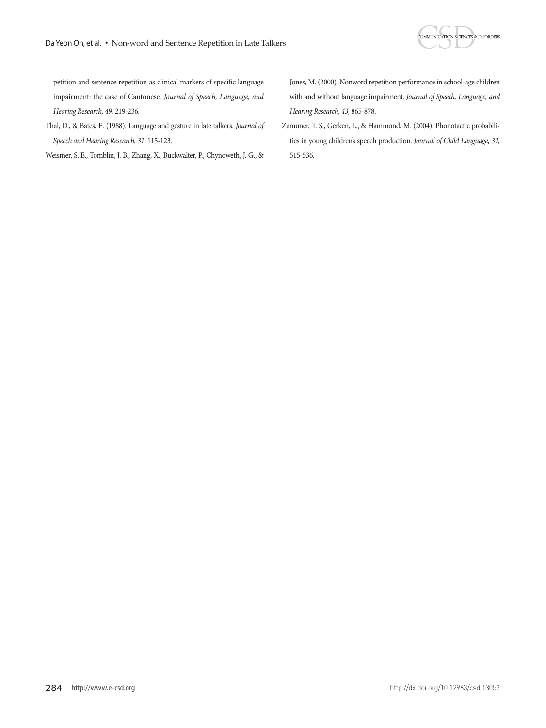petition and sentence repetition as clinical markers of specific language impairment: the case of Cantonese. *Journal of Speech, Language, and Hearing Research, 49,* 219-236.

Thal, D., & Bates, E. (1988). Language and gesture in late talkers. *Journal of Speech and Hearing Research, 31,* 115-123.

Weismer, S. E., Tomblin, J. B., Zhang, X., Buckwalter, P., Chynoweth, J. G., & Jones, M. (2000). Nonword repetition performance in school-age children with and without language impairment. *Journal of Speech, Language, and Hearing Research, 43,* 865-878.

Zamuner, T. S., Gerken, L., & Hammond, M. (2004). Phonotactic probabilities in young children's speech production. *Journal of Child Language, 31,* 515-536.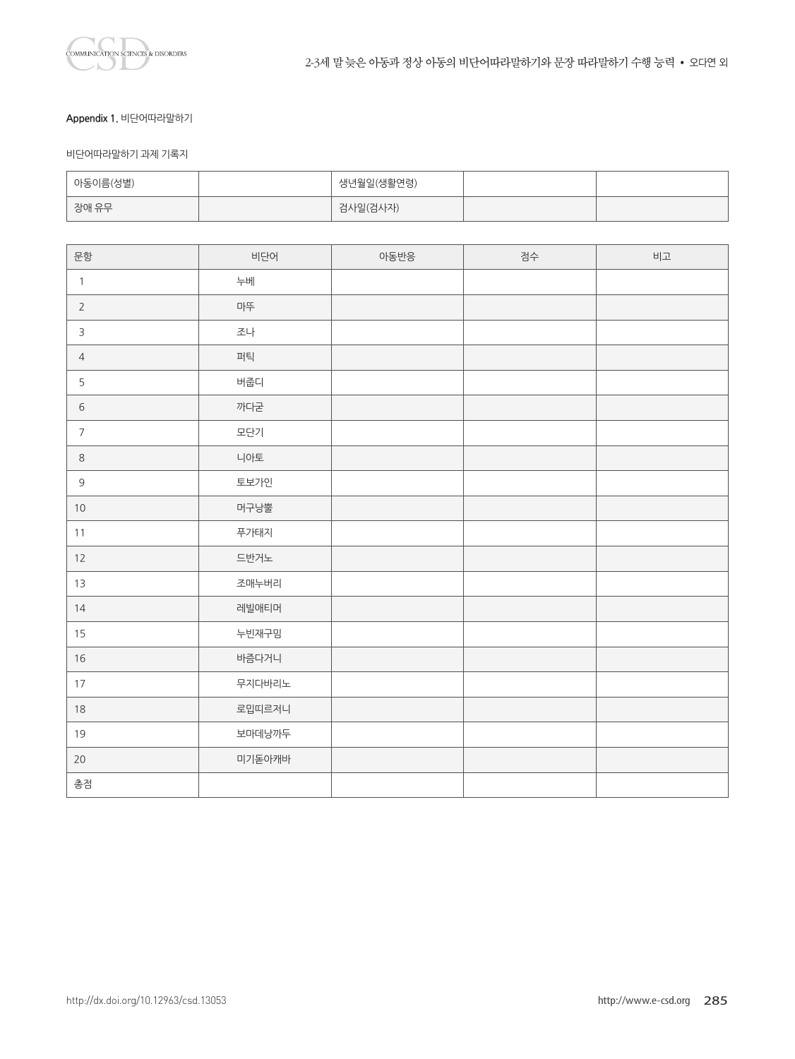**Appendix 1.** 비단어따라말하기

비단어따라말하기 과제 기록지

| 아동이름(성별) | | 생년월일(생활연령) | | |
|---|---|---|---|---|
| 장애 유무 | | 검사일(검사자) | | |

| 문항 | 비단어 | 아동반응 | 점수 | 비고 |
|---|---|---|---|---|
| 1 | 누베 | | | |
| 2 | 마뚜 | | | |
| 3 | 조나 | | | |
| 4 | 퍼틱 | | | |
| 5 | 버줍디 | | | |
| 6 | 까다굳 | | | |
| 7 | 모단기 | | | |
| 8 | 니아토 | | | |
| 9 | 토보가인 | | | |
| 10 | 머구낭뿔 | | | |
| 11 | 푸가태지 | | | |
| 12 | 드반거노 | | | |
| 13 | 조매누버리 | | | |
| 14 | 레빌애티머 | | | |
| 15 | 누빈재구밈 | | | |
| 16 | 바즘다거니 | | | |
| 17 | 무지다바리노 | | | |
| 18 | 로밉띠르저니 | | | |
| 19 | 보마데낭까두 | | | |
| 20 | 미기돋아캐바 | | | |
| 총점 | | | | |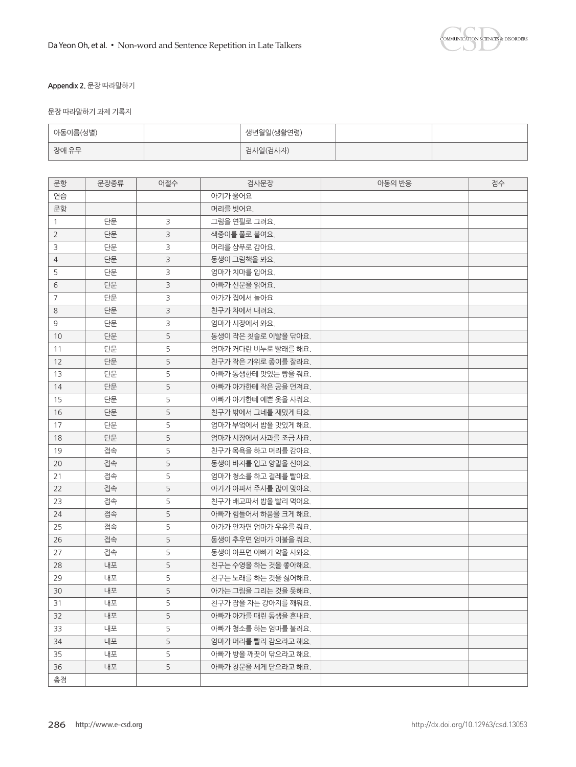**Appendix 2.** 문장 따라말하기

문장 따라말하기 과제 기록지

| 아동이름(성별) | | 생년월일(생활연령) | | |
|---|---|---|---|---|
| 장애 유무 | | 검사일(검사자) | | |

| 문항 | 문장종류 | 어절수 | 검사문장 | 아동의 반응 | 점수 |
|---|---|---|---|---|---|
| 연습 | | | 아기가 울어요 | | |
| 문항 | | | 머리를 빗어요. | | |
| 1 | 단문 | 3 | 그림을 연필로 그려요. | | |
| 2 | 단문 | 3 | 색종이를 풀로 붙여요. | | |
| 3 | 단문 | 3 | 머리를 샴푸로 감아요. | | |
| 4 | 단문 | 3 | 동생이 그림책을 봐요. | | |
| 5 | 단문 | 3 | 엄마가 치마를 입어요. | | |
| 6 | 단문 | 3 | 아빠가 신문을 읽어요. | | |
| 7 | 단문 | 3 | 아가가 집에서 놀아요 | | |
| 8 | 단문 | 3 | 친구가 차에서 내려요. | | |
| 9 | 단문 | 3 | 엄마가 시장에서 와요. | | |
| 10 | 단문 | 5 | 동생이 작은 칫솔로 이빨을 닦아요. | | |
| 11 | 단문 | 5 | 엄마가 커다란 비누로 빨래를 해요. | | |
| 12 | 단문 | 5 | 친구가 작은 가위로 종이를 잘라요. | | |
| 13 | 단문 | 5 | 아빠가 동생한테 맛있는 빵을 줘요. | | |
| 14 | 단문 | 5 | 아빠가 아가한테 작은 공을 던져요. | | |
| 15 | 단문 | 5 | 아빠가 아가한테 예쁜 옷을 사줘요. | | |
| 16 | 단문 | 5 | 친구가 밖에서 그네를 재밌게 타요. | | |
| 17 | 단문 | 5 | 엄마가 부엌에서 밥을 맛있게 해요. | | |
| 18 | 단문 | 5 | 엄마가 시장에서 사과를 조금 사요. | | |
| 19 | 접속 | 5 | 친구가 목욕을 하고 머리를 감아요. | | |
| 20 | 접속 | 5 | 동생이 바지를 입고 양말을 신어요. | | |
| 21 | 접속 | 5 | 엄마가 청소를 하고 걸레를 빨아요. | | |
| 22 | 접속 | 5 | 아가가 아파서 주사를 많이 맞아요. | | |
| 23 | 접속 | 5 | 친구가 배고파서 밥을 빨리 먹어요. | | |
| 24 | 접속 | 5 | 아빠가 힘들어서 하품을 크게 해요. | | |
| 25 | 접속 | 5 | 아가가 안자면 엄마가 우유를 줘요. | | |
| 26 | 접속 | 5 | 동생이 추우면 엄마가 이불을 줘요. | | |
| 27 | 접속 | 5 | 동생이 아프면 아빠가 약을 사와요. | | |
| 28 | 내포 | 5 | 친구는 수영을 하는 것을 좋아해요. | | |
| 29 | 내포 | 5 | 친구는 노래를 하는 것을 싫어해요. | | |
| 30 | 내포 | 5 | 아가는 그림을 그리는 것을 못해요. | | |
| 31 | 내포 | 5 | 친구가 잠을 자는 강아지를 깨워요. | | |
| 32 | 내포 | 5 | 아빠가 아가를 때린 동생을 혼내요. | | |
| 33 | 내포 | 5 | 아빠가 청소를 하는 엄마를 불러요. | | |
| 34 | 내포 | 5 | 엄마가 머리를 빨리 감으라고 해요. | | |
| 35 | 내포 | 5 | 아빠가 방을 깨끗이 닦으라고 해요. | | |
| 36 | 내포 | 5 | 아빠가 창문을 세게 닫으라고 해요. | | |
| 총점 | | | | | |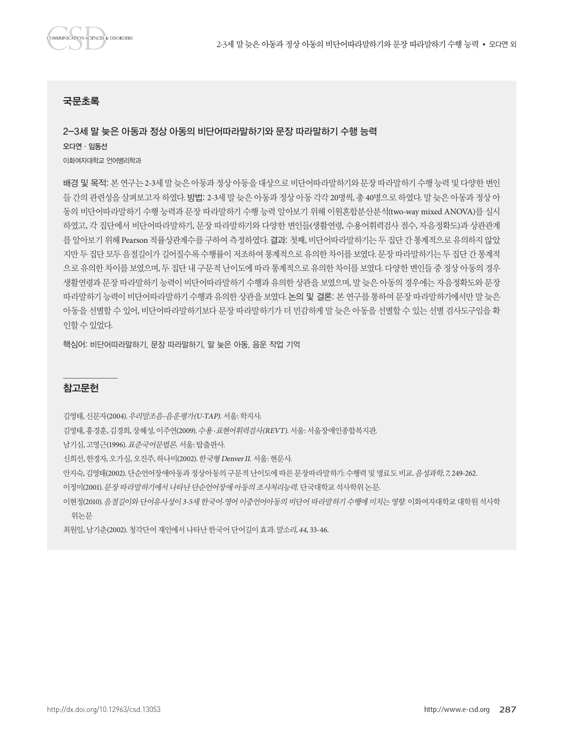## 국문초록

### 2–3세 말 늦은 아동과 정상 아동의 비단어따라말하기와 문장 따라말하기 수행 능력

오다연 · 임동선

이화여자대학교 언어병리학과

**배경 및 목적:** 본 연구는 2-3세 말 늦은 아동과 정상 아동을 대상으로 비단어따라말하기와 문장 따라말하기 수행 능력 및 다양한 변인들 간의 관련성을 살펴보고자 하였다. **방법:** 2-3세 말 늦은 아동과 정상 아동 각각 20명씩, 총 40명으로 하였다. 말 늦은 아동과 정상 아동의 비단어따라말하기 수행 능력과 문장 따라말하기 수행 능력 알아보기 위해 이원혼합분산분석(two-way mixed ANOVA)를 실시하였고, 각 집단에서 비단어따라말하기, 문장 따라말하기와 다양한 변인들(생활연령, 수용어휘력검사 점수, 자음정확도)과 상관관계를 알아보기 위해 Pearson 적률상관계수를 구하여 측정하였다. **결과:** 첫째, 비단어따라말하기는 두 집단 간 통계적으로 유의하지 않았지만 두 집단 모두 음절길이가 길어질수록 수행률이 저조하여 통계적으로 유의한 차이를 보였다. 문장 따라말하기는 두 집단 간 통계적으로 유의한 차이를 보였으며, 두 집단 내 구문적 난이도에 따라 통계적으로 유의한 차이를 보였다. 다양한 변인들 중 정상 아동의 경우 생활연령과 문장 따라말하기 능력이 비단어따라말하기 수행과 유의한 상관을 보였으며, 말 늦은 아동의 경우에는 자음정확도와 문장 따라말하기 능력이 비단어따라말하기 수행과 유의한 상관을 보였다. **논의 및 결론:** 본 연구를 통하여 문장 따라말하기에서만 말 늦은 아동을 선별할 수 있어, 비단어따라말하기보다 문장 따라말하기가 더 민감하게 말 늦은 아동을 선별할 수 있는 선별 검사도구임을 확인할 수 있었다.

**핵심어:** 비단어따라말하기, 문장 따라말하기, 말 늦은 아동, 음운 작업 기억

## 참고문헌

김영태, 신문자(2004). *우리말조음-음운평가(U-TAP).* 서울: 학지사.

김영태, 홍경훈, 김경희, 장혜성, 이주연(2009). *수용·표현어휘력검사(REVT).* 서울: 서울장애인종합복지관.

남기심, 고영근(1996). *표준국어문법론.* 서울: 탑출판사.

신희선, 한경자, 오가실, 오진주, 하나미(2002). *한국형 Denver II.* 서울: 현문사.

안지숙, 김영태(2002). 단순언어장애아동과 정상아동의 구문적 난이도에 따른 문장따라말하기: 수행력 및 명료도 비교. *음성과학, 7,* 249-262.

이정미(2001). *문장 따라말하기에서 나타난 단순언어장애 아동의 조사처리능력.* 단국대학교 석사학위 논문.

이현정(2010). *음절길이와 단어유사성이 3-5세 한국어-영어 이중언어아동의 비단어 따라말하기 수행에 미치는 영향.* 이화여자대학교 대학원 석사학위논문

최원일, 남기춘(2002). 청각단어 재인에서 나타난 한국어 단어길이 효과. *말소리, 44,* 33-46.